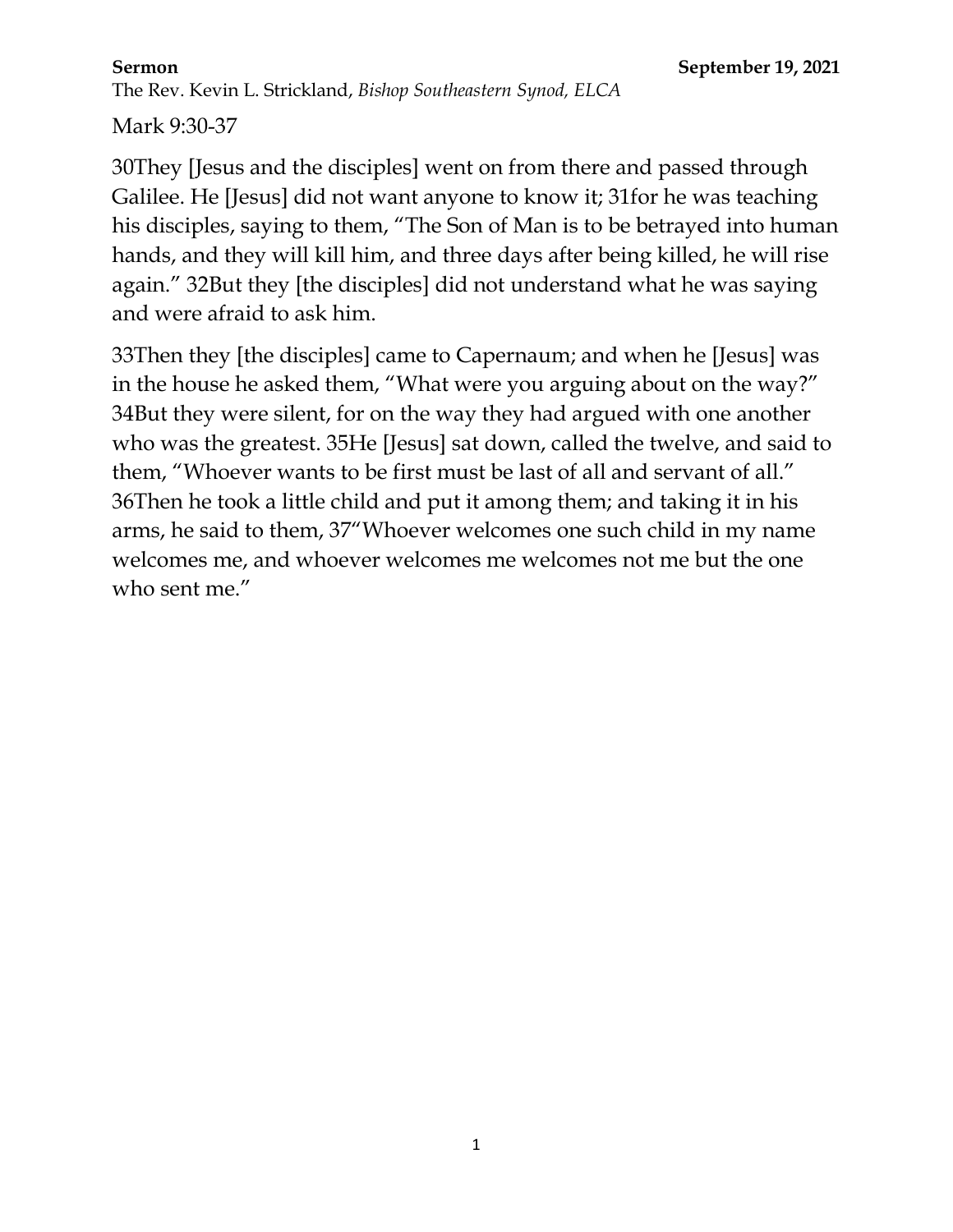**Sermon** **September 19, 2021**

The Rev. Kevin L. Strickland, *Bishop Southeastern Synod, ELCA*

Mark 9:30-37

30They [Jesus and the disciples] went on from there and passed through Galilee. He [Jesus] did not want anyone to know it; 31for he was teaching his disciples, saying to them, "The Son of Man is to be betrayed into human hands, and they will kill him, and three days after being killed, he will rise again." 32But they [the disciples] did not understand what he was saying and were afraid to ask him.

33Then they [the disciples] came to Capernaum; and when he [Jesus] was in the house he asked them, "What were you arguing about on the way?" 34But they were silent, for on the way they had argued with one another who was the greatest. 35He [Jesus] sat down, called the twelve, and said to them, "Whoever wants to be first must be last of all and servant of all." 36Then he took a little child and put it among them; and taking it in his arms, he said to them, 37"Whoever welcomes one such child in my name welcomes me, and whoever welcomes me welcomes not me but the one who sent me."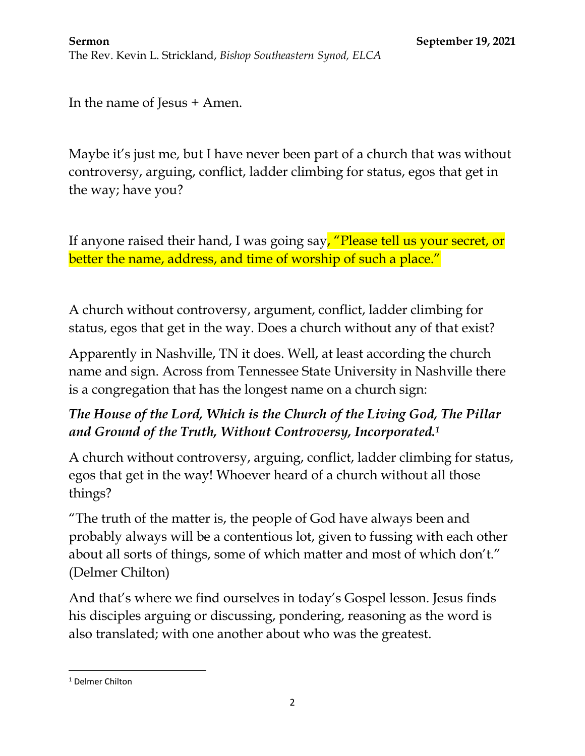**Sermon** **September 19, 2021**
The Rev. Kevin L. Strickland, *Bishop Southeastern Synod, ELCA*

In the name of Jesus + Amen.

Maybe it's just me, but I have never been part of a church that was without controversy, arguing, conflict, ladder climbing for status, egos that get in the way; have you?

If anyone raised their hand, I was going say, "Please tell us your secret, or better the name, address, and time of worship of such a place."

A church without controversy, argument, conflict, ladder climbing for status, egos that get in the way. Does a church without any of that exist?

Apparently in Nashville, TN it does. Well, at least according the church name and sign. Across from Tennessee State University in Nashville there is a congregation that has the longest name on a church sign:

***The House of the Lord, Which is the Church of the Living God, The Pillar and Ground of the Truth, Without Controversy, Incorporated.***[1]

A church without controversy, arguing, conflict, ladder climbing for status, egos that get in the way! Whoever heard of a church without all those things?

"The truth of the matter is, the people of God have always been and probably always will be a contentious lot, given to fussing with each other about all sorts of things, some of which matter and most of which don't." (Delmer Chilton)

And that's where we find ourselves in today's Gospel lesson. Jesus finds his disciples arguing or discussing, pondering, reasoning as the word is also translated; with one another about who was the greatest.

---

[1] Delmer Chilton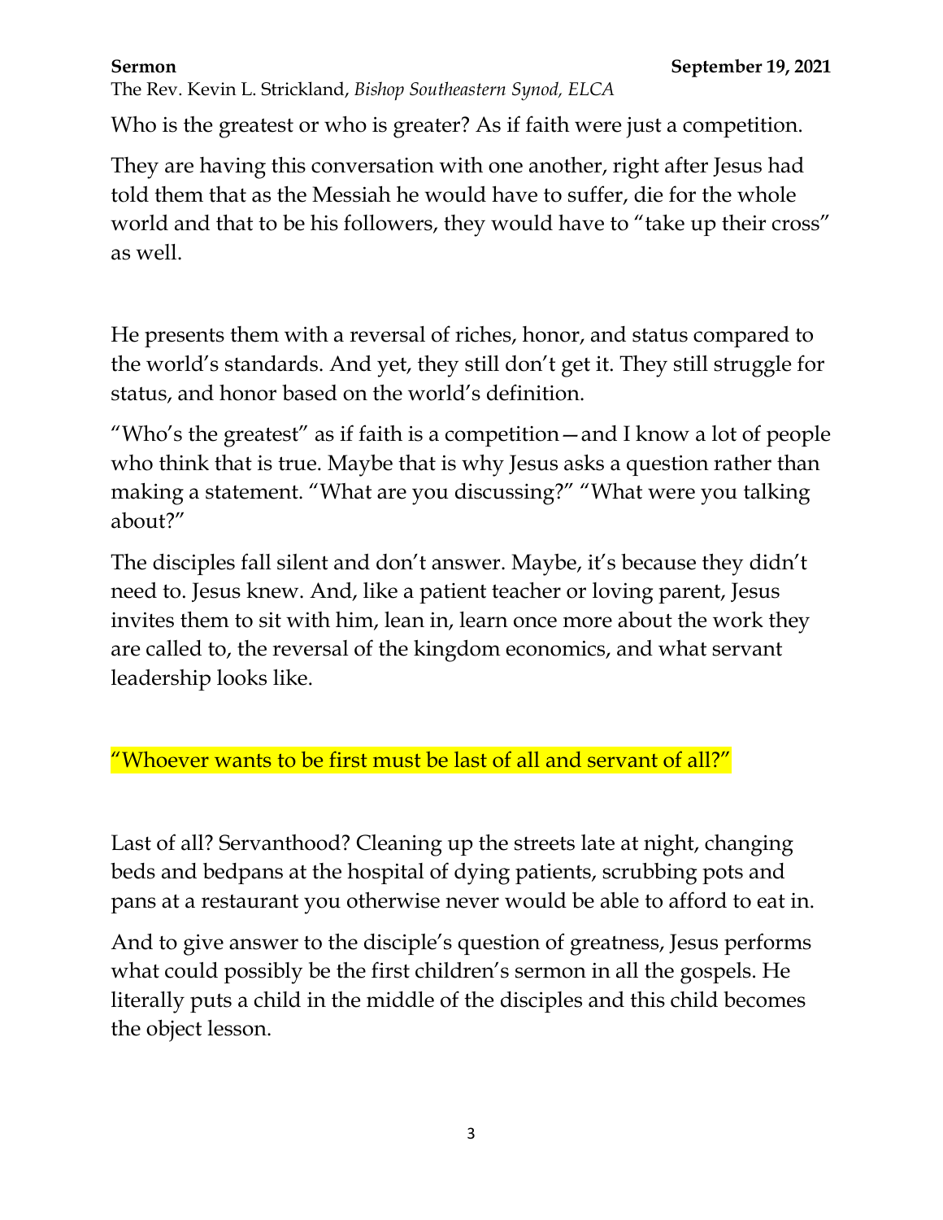Who is the greatest or who is greater? As if faith were just a competition.

They are having this conversation with one another, right after Jesus had told them that as the Messiah he would have to suffer, die for the whole world and that to be his followers, they would have to "take up their cross" as well.

He presents them with a reversal of riches, honor, and status compared to the world's standards. And yet, they still don't get it. They still struggle for status, and honor based on the world's definition.

"Who's the greatest" as if faith is a competition—and I know a lot of people who think that is true. Maybe that is why Jesus asks a question rather than making a statement. "What are you discussing?" "What were you talking about?"

The disciples fall silent and don't answer. Maybe, it's because they didn't need to. Jesus knew. And, like a patient teacher or loving parent, Jesus invites them to sit with him, lean in, learn once more about the work they are called to, the reversal of the kingdom economics, and what servant leadership looks like.

"Whoever wants to be first must be last of all and servant of all?"

Last of all? Servanthood? Cleaning up the streets late at night, changing beds and bedpans at the hospital of dying patients, scrubbing pots and pans at a restaurant you otherwise never would be able to afford to eat in.

And to give answer to the disciple's question of greatness, Jesus performs what could possibly be the first children's sermon in all the gospels. He literally puts a child in the middle of the disciples and this child becomes the object lesson.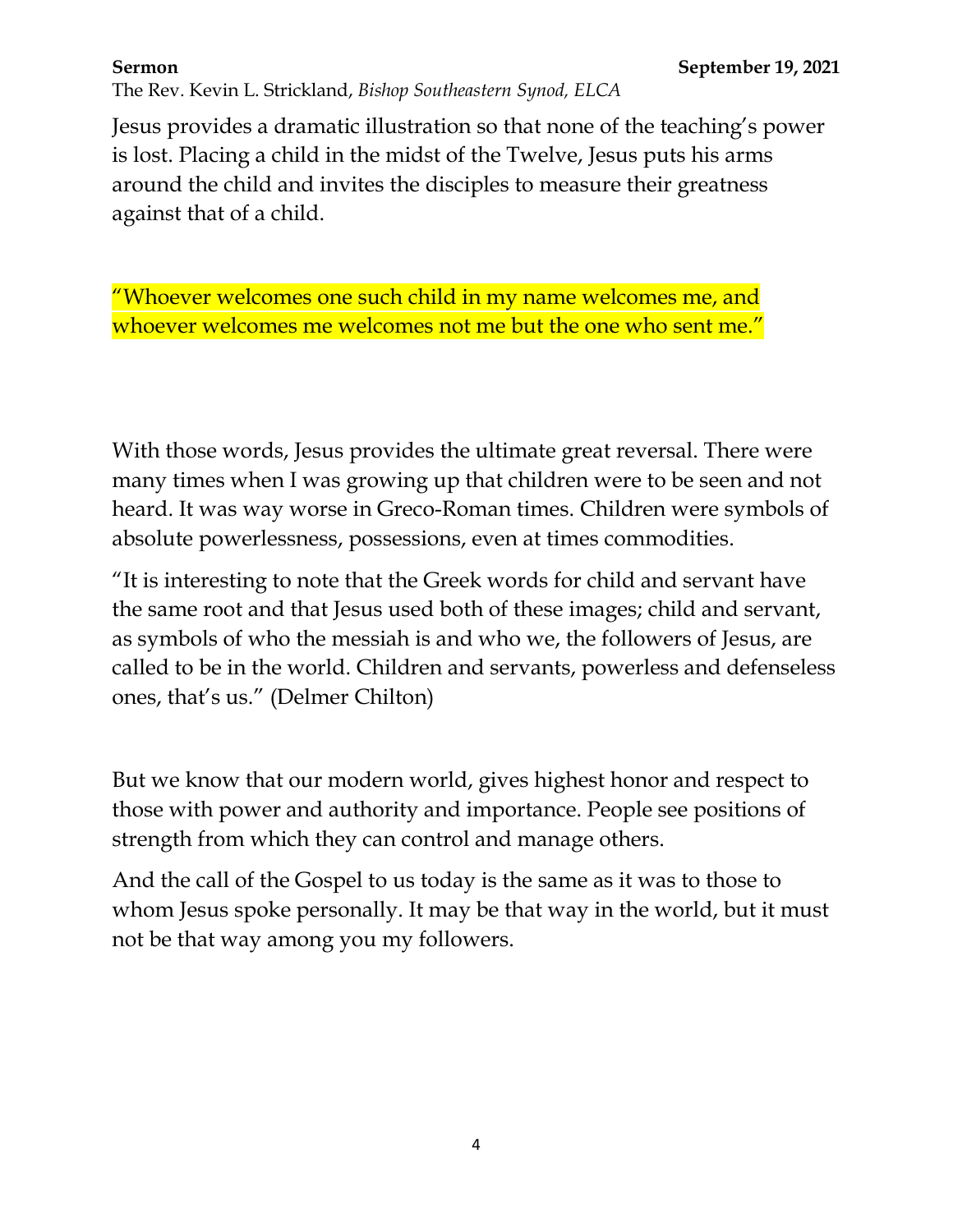Jesus provides a dramatic illustration so that none of the teaching's power is lost. Placing a child in the midst of the Twelve, Jesus puts his arms around the child and invites the disciples to measure their greatness against that of a child.

"Whoever welcomes one such child in my name welcomes me, and whoever welcomes me welcomes not me but the one who sent me."

With those words, Jesus provides the ultimate great reversal. There were many times when I was growing up that children were to be seen and not heard. It was way worse in Greco-Roman times. Children were symbols of absolute powerlessness, possessions, even at times commodities.

"It is interesting to note that the Greek words for child and servant have the same root and that Jesus used both of these images; child and servant, as symbols of who the messiah is and who we, the followers of Jesus, are called to be in the world. Children and servants, powerless and defenseless ones, that's us." (Delmer Chilton)

But we know that our modern world, gives highest honor and respect to those with power and authority and importance. People see positions of strength from which they can control and manage others.

And the call of the Gospel to us today is the same as it was to those to whom Jesus spoke personally. It may be that way in the world, but it must not be that way among you my followers.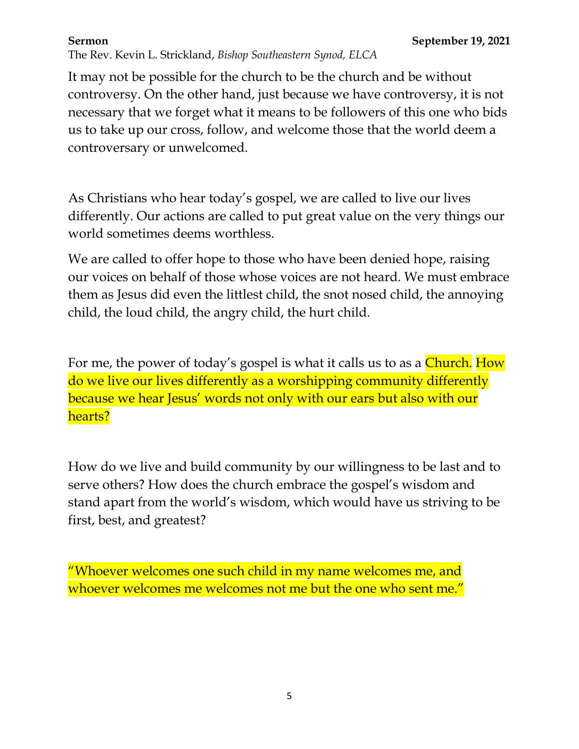It may not be possible for the church to be the church and be without controversy. On the other hand, just because we have controversy, it is not necessary that we forget what it means to be followers of this one who bids us to take up our cross, follow, and welcome those that the world deem a controversary or unwelcomed.

As Christians who hear today's gospel, we are called to live our lives differently. Our actions are called to put great value on the very things our world sometimes deems worthless.

We are called to offer hope to those who have been denied hope, raising our voices on behalf of those whose voices are not heard. We must embrace them as Jesus did even the littlest child, the snot nosed child, the annoying child, the loud child, the angry child, the hurt child.

For me, the power of today's gospel is what it calls us to as a Church. How do we live our lives differently as a worshipping community differently because we hear Jesus' words not only with our ears but also with our hearts?

How do we live and build community by our willingness to be last and to serve others? How does the church embrace the gospel's wisdom and stand apart from the world's wisdom, which would have us striving to be first, best, and greatest?

"Whoever welcomes one such child in my name welcomes me, and whoever welcomes me welcomes not me but the one who sent me."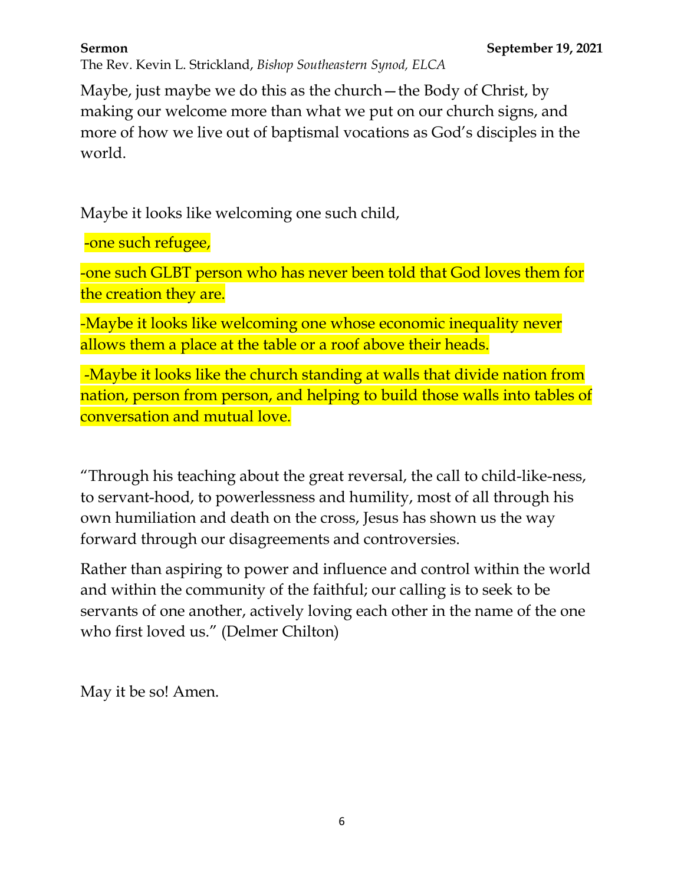Maybe, just maybe we do this as the church—the Body of Christ, by making our welcome more than what we put on our church signs, and more of how we live out of baptismal vocations as God's disciples in the world.

Maybe it looks like welcoming one such child,

-one such refugee,

-one such GLBT person who has never been told that God loves them for the creation they are.

-Maybe it looks like welcoming one whose economic inequality never allows them a place at the table or a roof above their heads.

-Maybe it looks like the church standing at walls that divide nation from nation, person from person, and helping to build those walls into tables of conversation and mutual love.

"Through his teaching about the great reversal, the call to child-like-ness, to servant-hood, to powerlessness and humility, most of all through his own humiliation and death on the cross, Jesus has shown us the way forward through our disagreements and controversies.

Rather than aspiring to power and influence and control within the world and within the community of the faithful; our calling is to seek to be servants of one another, actively loving each other in the name of the one who first loved us." (Delmer Chilton)

May it be so! Amen.